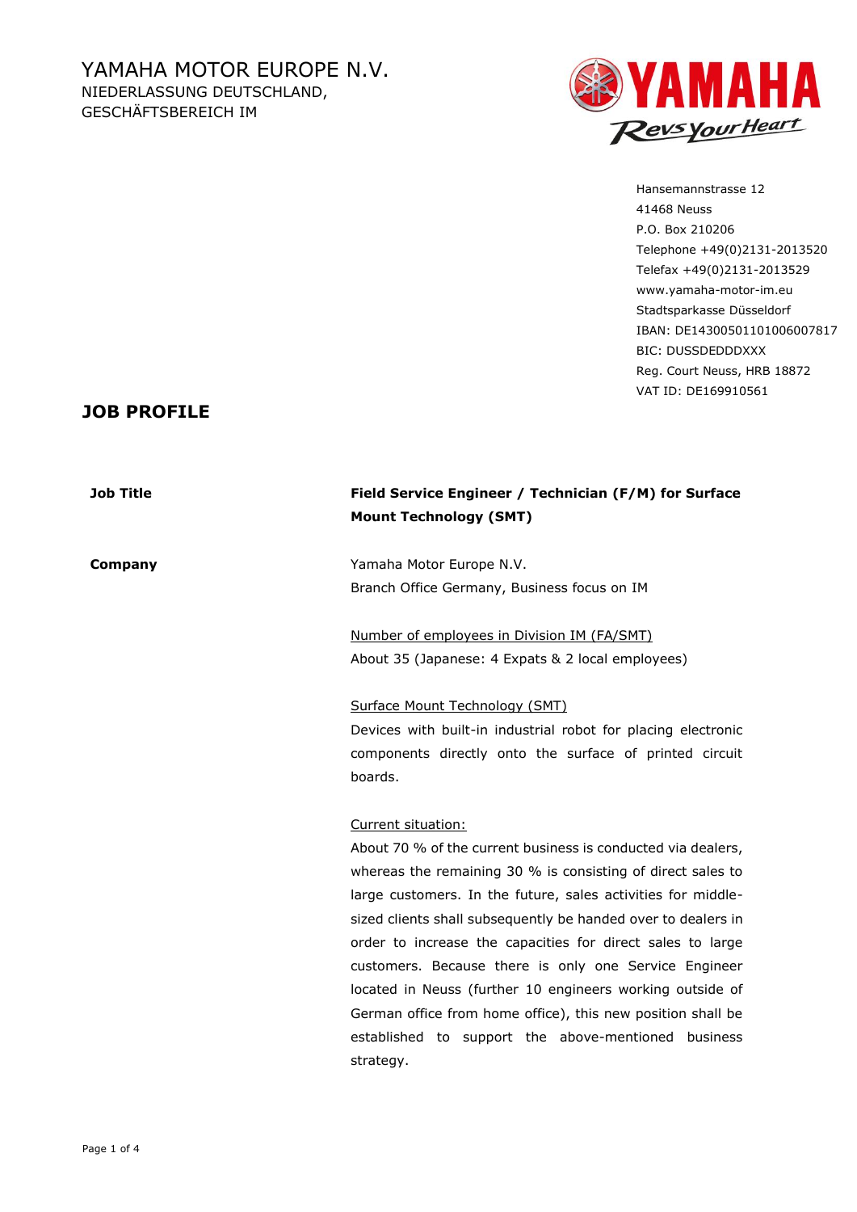YAMAHA MOTOR EUROPE N.V.
NIEDERLASSUNG DEUTSCHLAND,
GESCHÄFTSBEREICH IM

Hansemannstrasse 12
41468 Neuss
P.O. Box 210206
Telephone +49(0)2131-2013520
Telefax +49(0)2131-2013529
www.yamaha-motor-im.eu
Stadtsparkasse Düsseldorf
IBAN: DE14300501101006007817
BIC: DUSSDEDDXXX
Reg. Court Neuss, HRB 18872
VAT ID: DE169910561

# JOB PROFILE

| | |
|---|---|
| **Job Title** | **Field Service Engineer / Technician (F/M) for Surface Mount Technology (SMT)** |
| **Company** | Yamaha Motor Europe N.V.<br>Branch Office Germany, Business focus on IM<br><br><u>Number of employees in Division IM (FA/SMT)</u><br>About 35 (Japanese: 4 Expats & 2 local employees)<br><br><u>Surface Mount Technology (SMT)</u><br>Devices with built-in industrial robot for placing electronic components directly onto the surface of printed circuit boards.<br><br><u>Current situation:</u><br>About 70 % of the current business is conducted via dealers, whereas the remaining 30 % is consisting of direct sales to large customers. In the future, sales activities for middle-sized clients shall subsequently be handed over to dealers in order to increase the capacities for direct sales to large customers. Because there is only one Service Engineer located in Neuss (further 10 engineers working outside of German office from home office), this new position shall be established to support the above-mentioned business strategy. |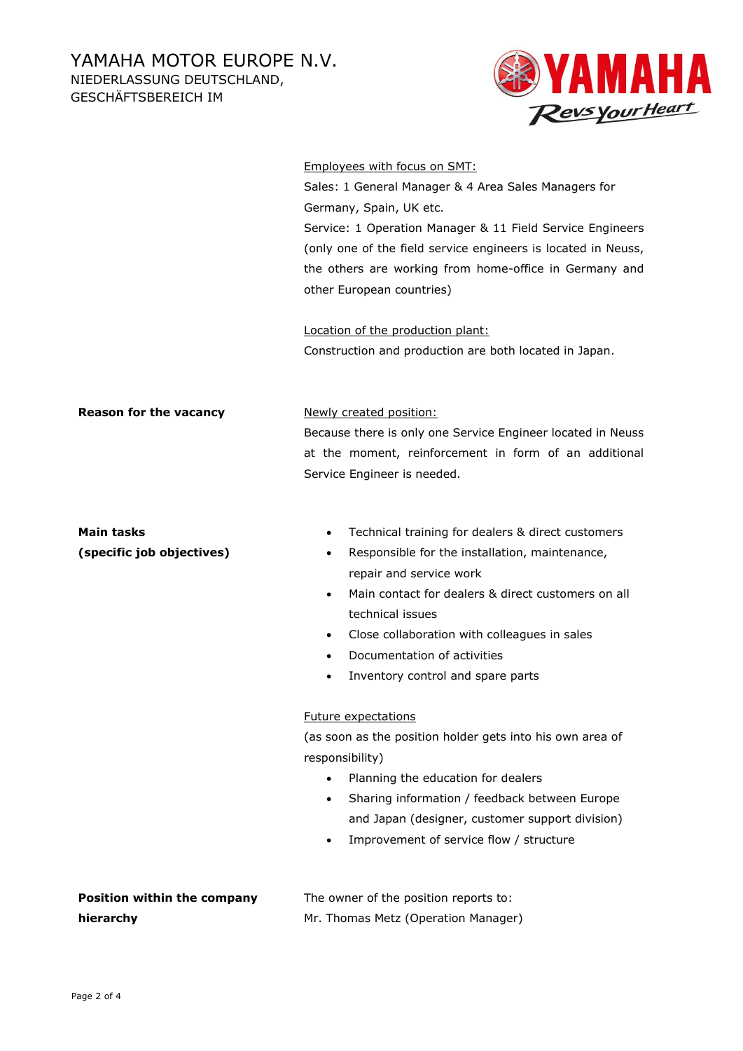Employees with focus on SMT:

Sales: 1 General Manager & 4 Area Sales Managers for Germany, Spain, UK etc.

Service: 1 Operation Manager & 11 Field Service Engineers (only one of the field service engineers is located in Neuss, the others are working from home-office in Germany and other European countries)

Location of the production plant:

Construction and production are both located in Japan.

**Reason for the vacancy**

Newly created position:

Because there is only one Service Engineer located in Neuss at the moment, reinforcement in form of an additional Service Engineer is needed.

**Main tasks (specific job objectives)**

- Technical training for dealers & direct customers
- Responsible for the installation, maintenance, repair and service work
- Main contact for dealers & direct customers on all technical issues
- Close collaboration with colleagues in sales
- Documentation of activities
- Inventory control and spare parts

Future expectations

(as soon as the position holder gets into his own area of responsibility)

- Planning the education for dealers
- Sharing information / feedback between Europe and Japan (designer, customer support division)
- Improvement of service flow / structure

**Position within the company hierarchy**

The owner of the position reports to:
Mr. Thomas Metz (Operation Manager)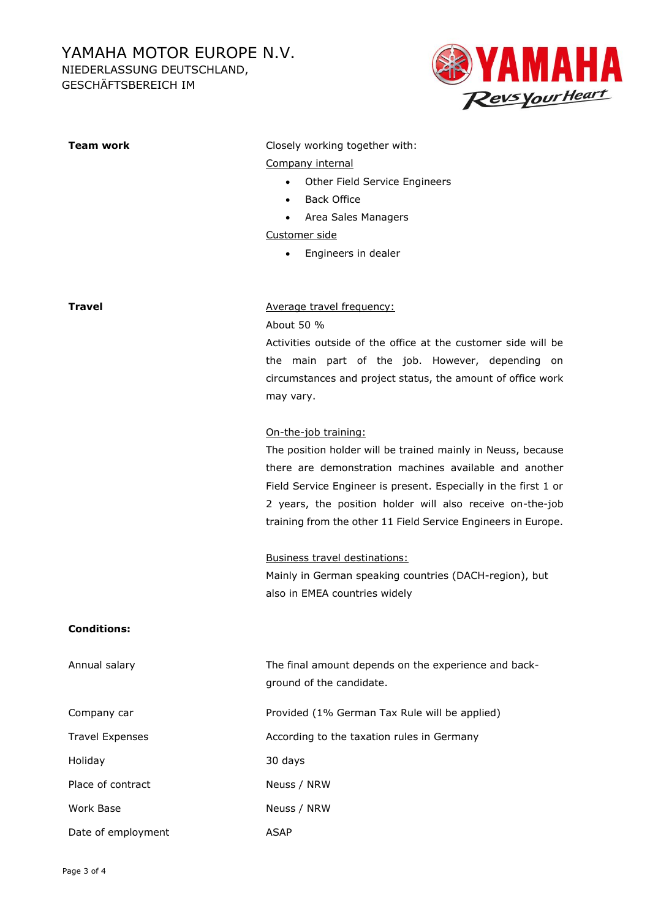| | |
|---|---|
| **Team work** | Closely working together with:<br>Company internal<br>• Other Field Service Engineers<br>• Back Office<br>• Area Sales Managers<br>Customer side<br>• Engineers in dealer |
| **Travel** | Average travel frequency:<br>About 50 %<br>Activities outside of the office at the customer side will be the main part of the job. However, depending on circumstances and project status, the amount of office work may vary.<br><br>On-the-job training:<br>The position holder will be trained mainly in Neuss, because there are demonstration machines available and another Field Service Engineer is present. Especially in the first 1 or 2 years, the position holder will also receive on-the-job training from the other 11 Field Service Engineers in Europe.<br><br>Business travel destinations:<br>Mainly in German speaking countries (DACH-region), but also in EMEA countries widely |

**Conditions:**

| | |
|---|---|
| Annual salary | The final amount depends on the experience and back-ground of the candidate. |
| Company car | Provided (1% German Tax Rule will be applied) |
| Travel Expenses | According to the taxation rules in Germany |
| Holiday | 30 days |
| Place of contract | Neuss / NRW |
| Work Base | Neuss / NRW |
| Date of employment | ASAP |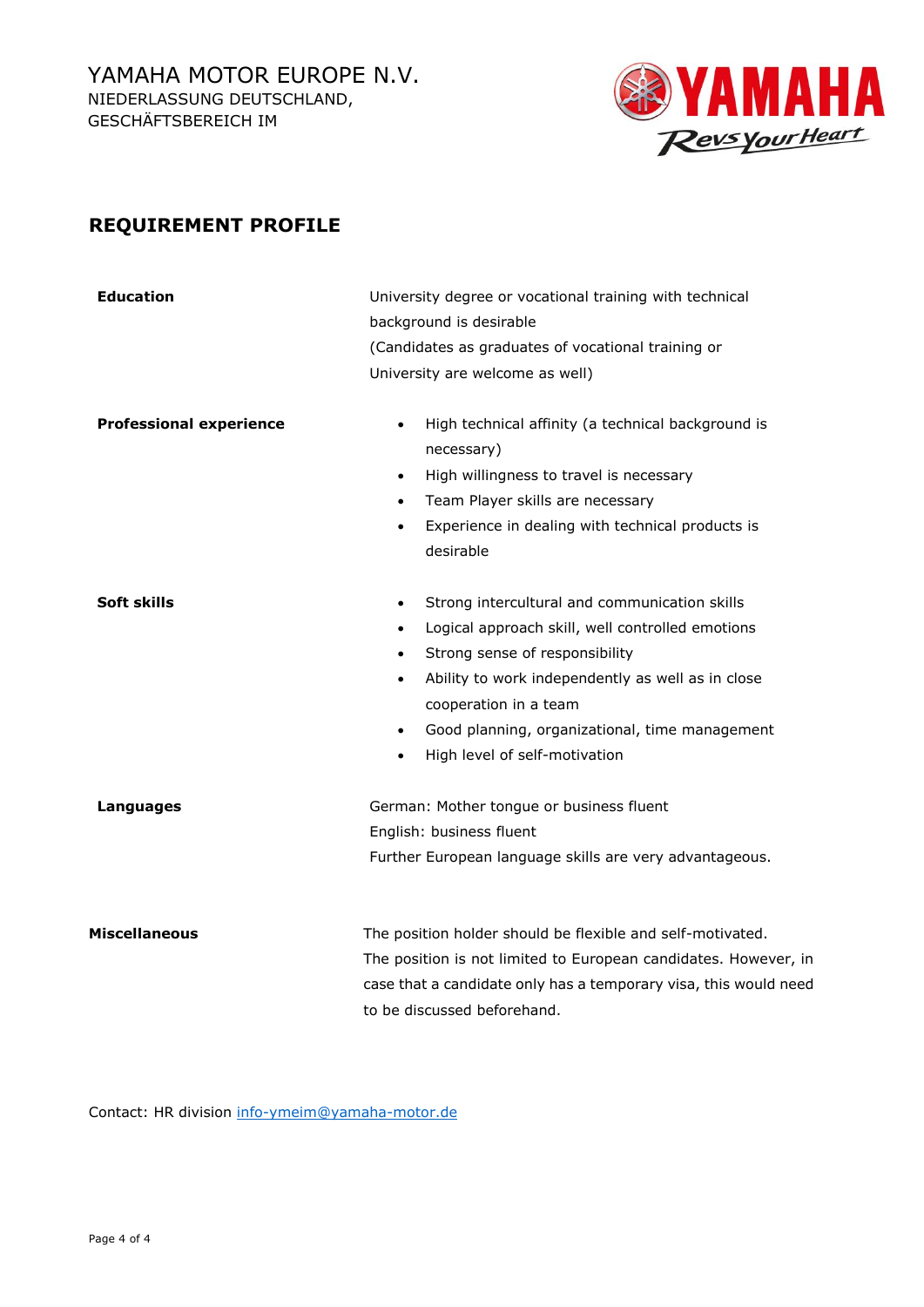YAMAHA MOTOR EUROPE N.V.
NIEDERLASSUNG DEUTSCHLAND,
GESCHÄFTSBEREICH IM

## REQUIREMENT PROFILE

| | |
|---|---|
| **Education** | University degree or vocational training with technical background is desirable<br>(Candidates as graduates of vocational training or University are welcome as well) |
| **Professional experience** | • High technical affinity (a technical background is necessary)<br>• High willingness to travel is necessary<br>• Team Player skills are necessary<br>• Experience in dealing with technical products is desirable |
| **Soft skills** | • Strong intercultural and communication skills<br>• Logical approach skill, well controlled emotions<br>• Strong sense of responsibility<br>• Ability to work independently as well as in close cooperation in a team<br>• Good planning, organizational, time management<br>• High level of self-motivation |
| **Languages** | German: Mother tongue or business fluent<br>English: business fluent<br>Further European language skills are very advantageous. |
| **Miscellaneous** | The position holder should be flexible and self-motivated.<br>The position is not limited to European candidates. However, in case that a candidate only has a temporary visa, this would need to be discussed beforehand. |

Contact: HR division info-ymeim@yamaha-motor.de